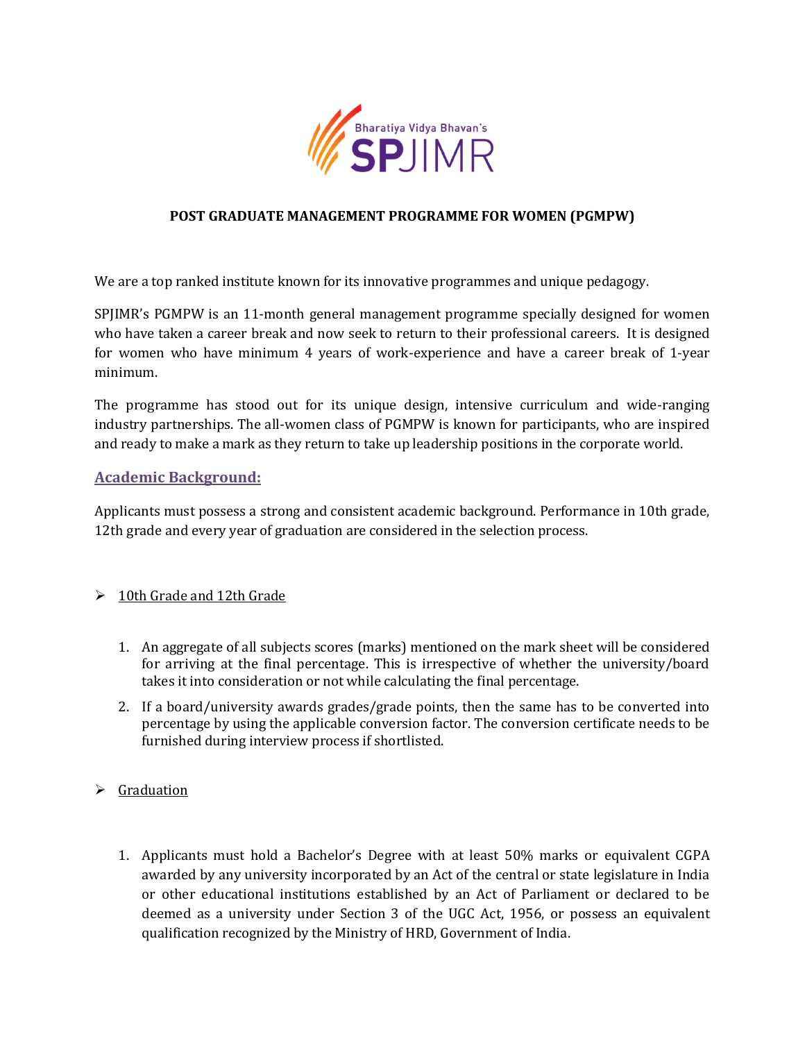# POST GRADUATE MANAGEMENT PROGRAMME FOR WOMEN (PGMPW)

We are a top ranked institute known for its innovative programmes and unique pedagogy.

SPJIMR's PGMPW is an 11-month general management programme specially designed for women who have taken a career break and now seek to return to their professional careers. It is designed for women who have minimum 4 years of work-experience and have a career break of 1-year minimum.

The programme has stood out for its unique design, intensive curriculum and wide-ranging industry partnerships. The all-women class of PGMPW is known for participants, who are inspired and ready to make a mark as they return to take up leadership positions in the corporate world.

## Academic Background:

Applicants must possess a strong and consistent academic background. Performance in 10th grade, 12th grade and every year of graduation are considered in the selection process.

- 10th Grade and 12th Grade

    1. An aggregate of all subjects scores (marks) mentioned on the mark sheet will be considered for arriving at the final percentage. This is irrespective of whether the university/board takes it into consideration or not while calculating the final percentage.
    2. If a board/university awards grades/grade points, then the same has to be converted into percentage by using the applicable conversion factor. The conversion certificate needs to be furnished during interview process if shortlisted.

- Graduation

    1. Applicants must hold a Bachelor's Degree with at least 50% marks or equivalent CGPA awarded by any university incorporated by an Act of the central or state legislature in India or other educational institutions established by an Act of Parliament or declared to be deemed as a university under Section 3 of the UGC Act, 1956, or possess an equivalent qualification recognized by the Ministry of HRD, Government of India.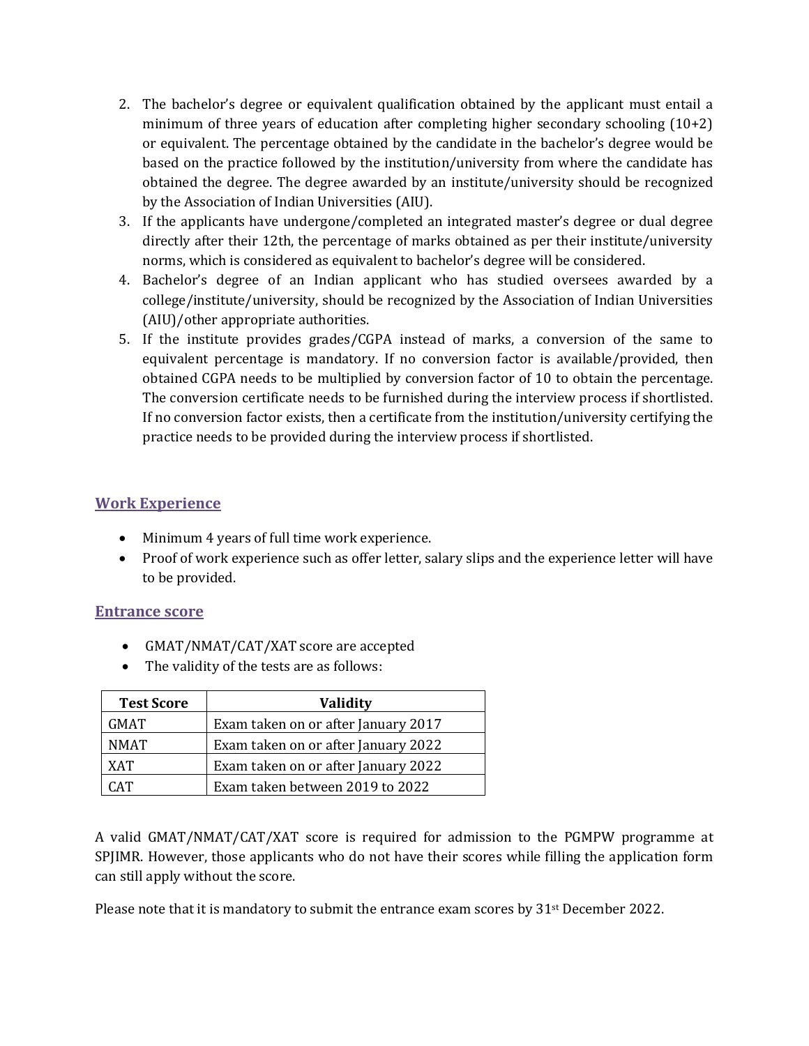2. The bachelor's degree or equivalent qualification obtained by the applicant must entail a minimum of three years of education after completing higher secondary schooling (10+2) or equivalent. The percentage obtained by the candidate in the bachelor's degree would be based on the practice followed by the institution/university from where the candidate has obtained the degree. The degree awarded by an institute/university should be recognized by the Association of Indian Universities (AIU).
3. If the applicants have undergone/completed an integrated master's degree or dual degree directly after their 12th, the percentage of marks obtained as per their institute/university norms, which is considered as equivalent to bachelor's degree will be considered.
4. Bachelor's degree of an Indian applicant who has studied oversees awarded by a college/institute/university, should be recognized by the Association of Indian Universities (AIU)/other appropriate authorities.
5. If the institute provides grades/CGPA instead of marks, a conversion of the same to equivalent percentage is mandatory. If no conversion factor is available/provided, then obtained CGPA needs to be multiplied by conversion factor of 10 to obtain the percentage. The conversion certificate needs to be furnished during the interview process if shortlisted. If no conversion factor exists, then a certificate from the institution/university certifying the practice needs to be provided during the interview process if shortlisted.

## Work Experience

- Minimum 4 years of full time work experience.
- Proof of work experience such as offer letter, salary slips and the experience letter will have to be provided.

## Entrance score

- GMAT/NMAT/CAT/XAT score are accepted
- The validity of the tests are as follows:

| Test Score | Validity |
|---|---|
| GMAT | Exam taken on or after January 2017 |
| NMAT | Exam taken on or after January 2022 |
| XAT | Exam taken on or after January 2022 |
| CAT | Exam taken between 2019 to 2022 |

A valid GMAT/NMAT/CAT/XAT score is required for admission to the PGMPW programme at SPJIMR. However, those applicants who do not have their scores while filling the application form can still apply without the score.

Please note that it is mandatory to submit the entrance exam scores by 31st December 2022.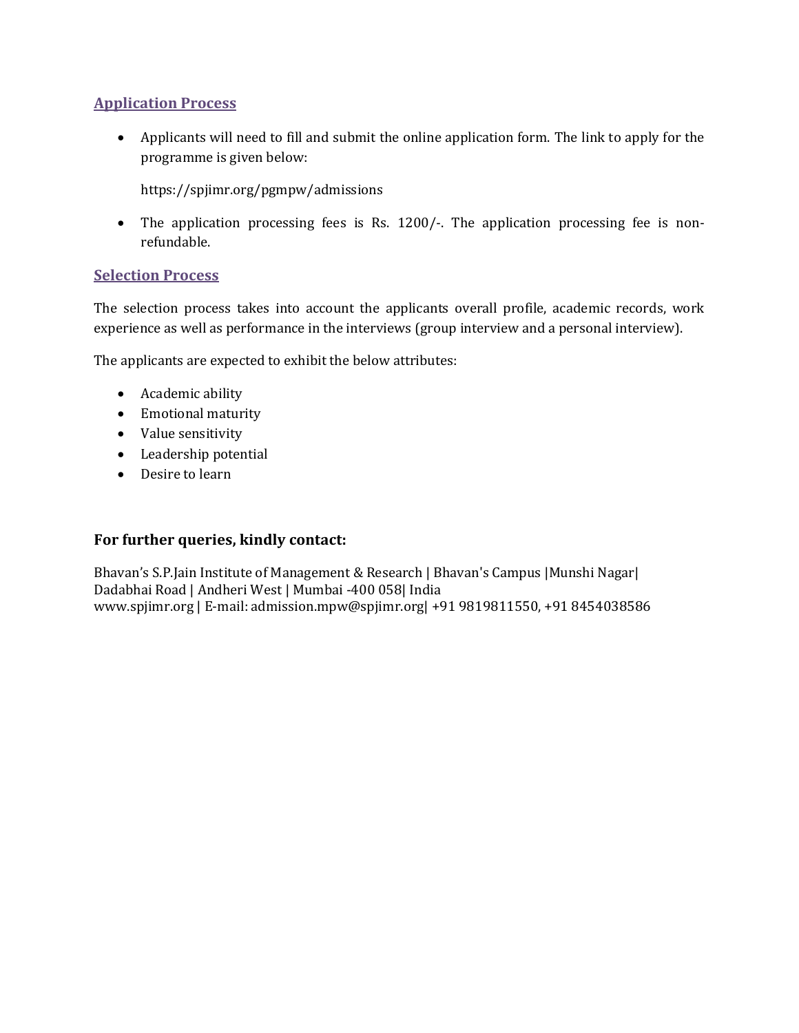## Application Process

- Applicants will need to fill and submit the online application form. The link to apply for the programme is given below:

  https://spjimr.org/pgmpw/admissions

- The application processing fees is Rs. 1200/-. The application processing fee is non-refundable.

## Selection Process

The selection process takes into account the applicants overall profile, academic records, work experience as well as performance in the interviews (group interview and a personal interview).

The applicants are expected to exhibit the below attributes:

- Academic ability
- Emotional maturity
- Value sensitivity
- Leadership potential
- Desire to learn

**For further queries, kindly contact:**

Bhavan's S.P.Jain Institute of Management & Research | Bhavan's Campus |Munshi Nagar| Dadabhai Road | Andheri West | Mumbai -400 058| India
www.spjimr.org | E-mail: admission.mpw@spjimr.org| +91 9819811550, +91 8454038586